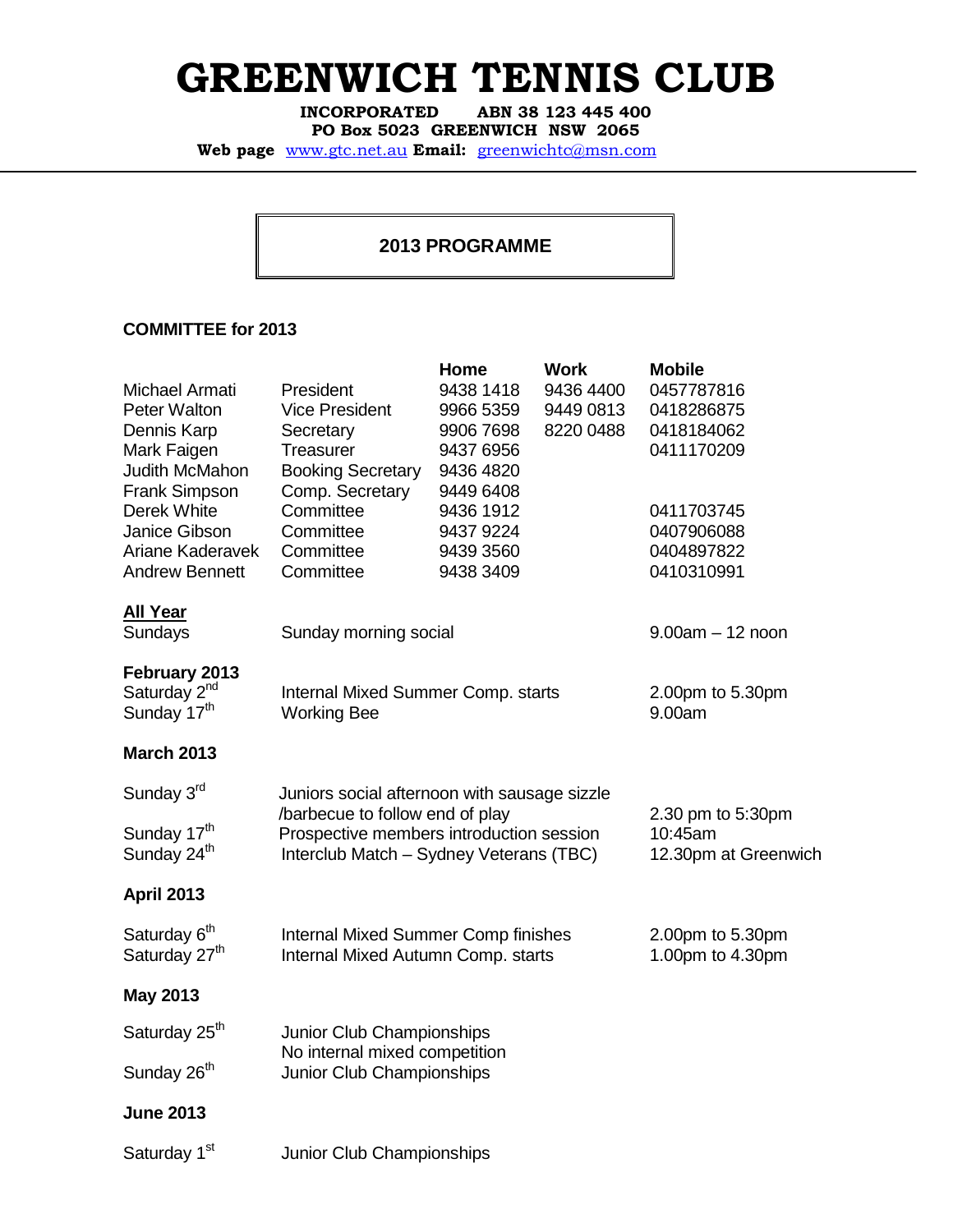# GREENWICH TENNIS CLUB

**INCORPORATED ABN 38 123 445 400**
**PO Box 5023 GREENWICH NSW 2065**
**Web page** www.gtc.net.au **Email:** greenwichtc@msn.com

## 2013 PROGRAMME

### COMMITTEE for 2013

| | | Home | Work | Mobile |
|---|---|---|---|---|
| Michael Armati | President | 9438 1418 | 9436 4400 | 0457787816 |
| Peter Walton | Vice President | 9966 5359 | 9449 0813 | 0418286875 |
| Dennis Karp | Secretary | 9906 7698 | 8220 0488 | 0418184062 |
| Mark Faigen | Treasurer | 9437 6956 | | 0411170209 |
| Judith McMahon | Booking Secretary | 9436 4820 | | |
| Frank Simpson | Comp. Secretary | 9449 6408 | | |
| Derek White | Committee | 9436 1912 | | 0411703745 |
| Janice Gibson | Committee | 9437 9224 | | 0407906088 |
| Ariane Kaderavek | Committee | 9439 3560 | | 0404897822 |
| Andrew Bennett | Committee | 9438 3409 | | 0410310991 |

**<u>All Year</u>**

| | | |
|---|---|---|
| Sundays | Sunday morning social | 9.00am – 12 noon |

**February 2013**

| | | |
|---|---|---|
| Saturday 2nd | Internal Mixed Summer Comp. starts | 2.00pm to 5.30pm |
| Sunday 17th | Working Bee | 9.00am |

**March 2013**

| | | |
|---|---|---|
| Sunday 3rd | Juniors social afternoon with sausage sizzle /barbecue to follow end of play | 2.30 pm to 5:30pm |
| Sunday 17th | Prospective members introduction session | 10:45am |
| Sunday 24th | Interclub Match – Sydney Veterans (TBC) | 12.30pm at Greenwich |

**April 2013**

| | | |
|---|---|---|
| Saturday 6th | Internal Mixed Summer Comp finishes | 2.00pm to 5.30pm |
| Saturday 27th | Internal Mixed Autumn Comp. starts | 1.00pm to 4.30pm |

**May 2013**

| | |
|---|---|
| Saturday 25th | Junior Club Championships<br>No internal mixed competition |
| Sunday 26th | Junior Club Championships |

**June 2013**

| | |
|---|---|
| Saturday 1st | Junior Club Championships |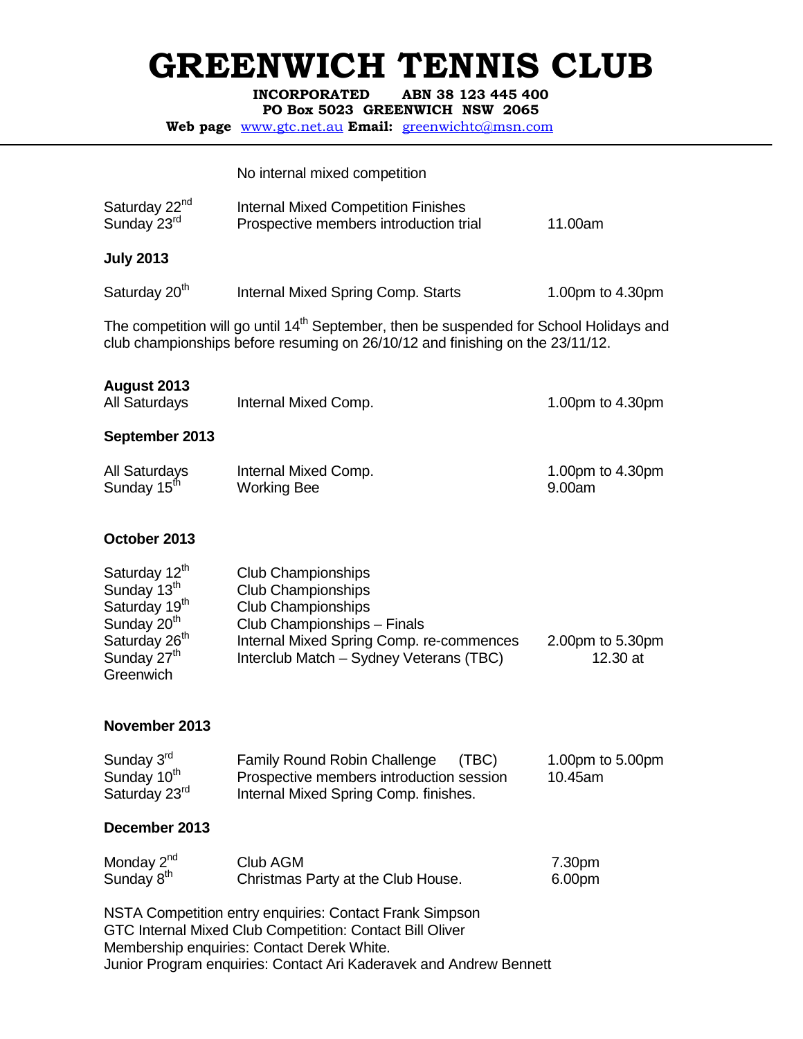# GREENWICH TENNIS CLUB

**INCORPORATED ABN 38 123 445 400**
**PO Box 5023 GREENWICH NSW 2065**
**Web page** www.gtc.net.au **Email:** greenwichtc@msn.com

| | | |
|---|---|---|
| | No internal mixed competition | |
| Saturday 22nd | Internal Mixed Competition Finishes | |
| Sunday 23rd | Prospective members introduction trial | 11.00am |

**July 2013**

| | | |
|---|---|---|
| Saturday 20th | Internal Mixed Spring Comp. Starts | 1.00pm to 4.30pm |

The competition will go until 14th September, then be suspended for School Holidays and club championships before resuming on 26/10/12 and finishing on the 23/11/12.

**August 2013**

| | | |
|---|---|---|
| All Saturdays | Internal Mixed Comp. | 1.00pm to 4.30pm |

**September 2013**

| | | |
|---|---|---|
| All Saturdays | Internal Mixed Comp. | 1.00pm to 4.30pm |
| Sunday 15th | Working Bee | 9.00am |

**October 2013**

| | | |
|---|---|---|
| Saturday 12th | Club Championships | |
| Sunday 13th | Club Championships | |
| Saturday 19th | Club Championships | |
| Sunday 20th | Club Championships – Finals | |
| Saturday 26th | Internal Mixed Spring Comp. re-commences | 2.00pm to 5.30pm |
| Sunday 27th | Interclub Match – Sydney Veterans (TBC) | 12.30 at |

Greenwich

**November 2013**

| | | |
|---|---|---|
| Sunday 3rd | Family Round Robin Challenge (TBC) | 1.00pm to 5.00pm |
| Sunday 10th | Prospective members introduction session | 10.45am |
| Saturday 23rd | Internal Mixed Spring Comp. finishes. | |

**December 2013**

| | | |
|---|---|---|
| Monday 2nd | Club AGM | 7.30pm |
| Sunday 8th | Christmas Party at the Club House. | 6.00pm |

NSTA Competition entry enquiries: Contact Frank Simpson
GTC Internal Mixed Club Competition: Contact Bill Oliver
Membership enquiries: Contact Derek White.
Junior Program enquiries: Contact Ari Kaderavek and Andrew Bennett